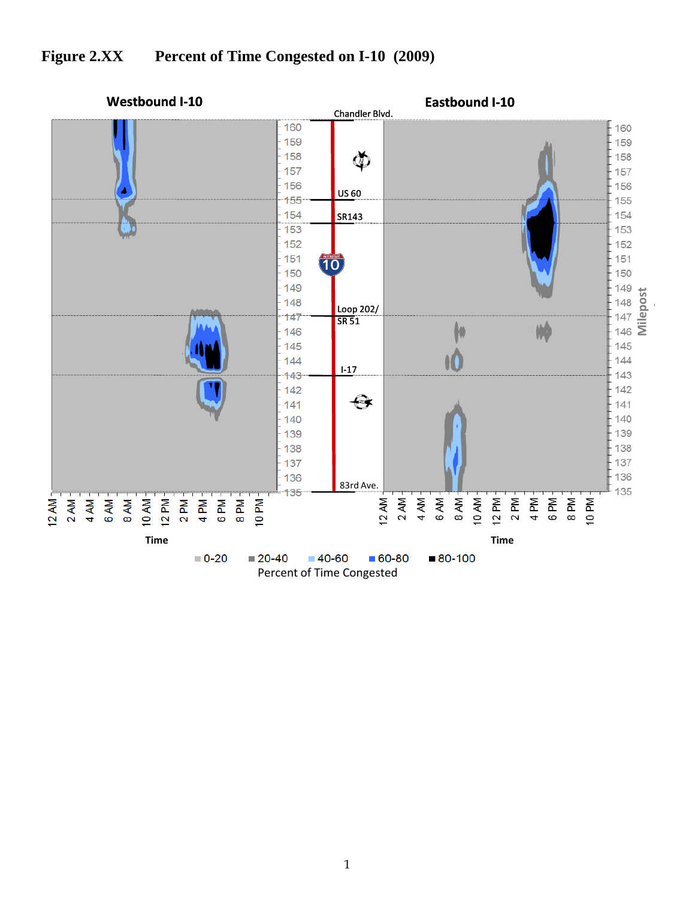**Figure 2.XX Percent of Time Congested on I-10 (2009)**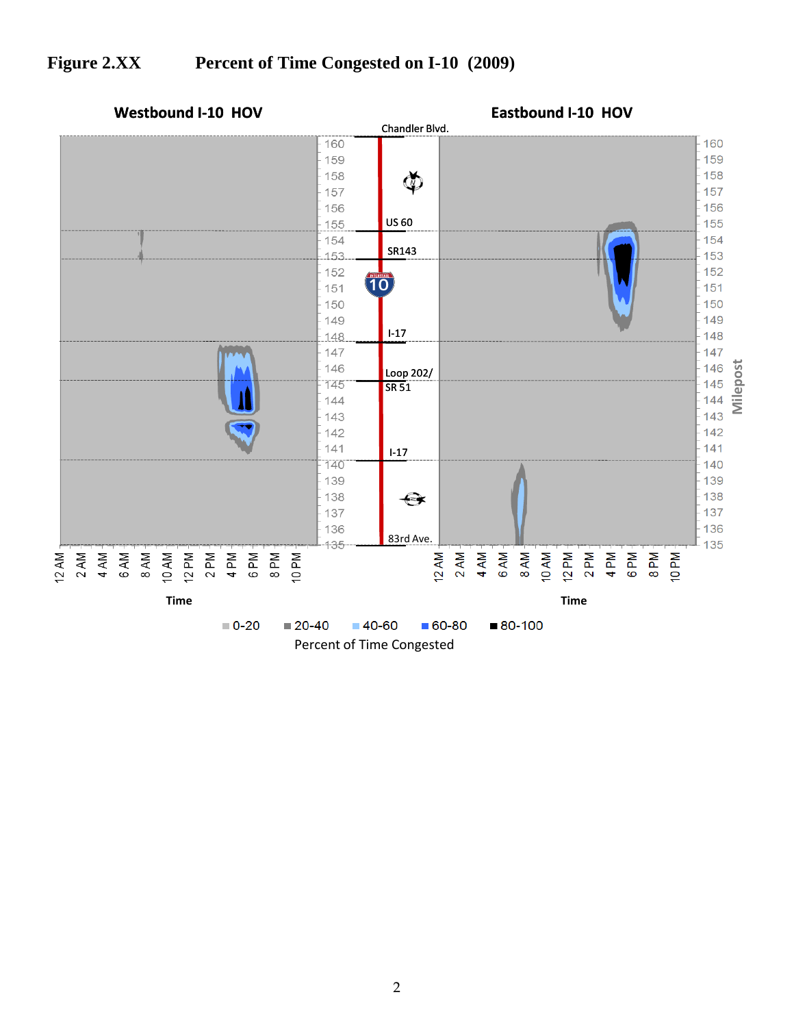**Figure 2.XX Percent of Time Congested on I-10 (2009)**

Westbound I-10 HOV

Eastbound I-10 HOV

Chandler Blvd.

US 60

SR143

I-17

Loop 202/ SR 51

I-17

83rd Ave.

Milepost

160, 159, 158, 157, 156, 155, 154, 153, 152, 151, 150, 149, 148, 147, 146, 145, 144, 143, 142, 141, 140, 139, 138, 137, 136, 135

12 AM, 2 AM, 4 AM, 6 AM, 8 AM, 10 AM, 12 PM, 2 PM, 4 PM, 6 PM, 8 PM, 10 PM

Time

0-20 | 20-40 | 40-60 | 60-80 | 80-100

Percent of Time Congested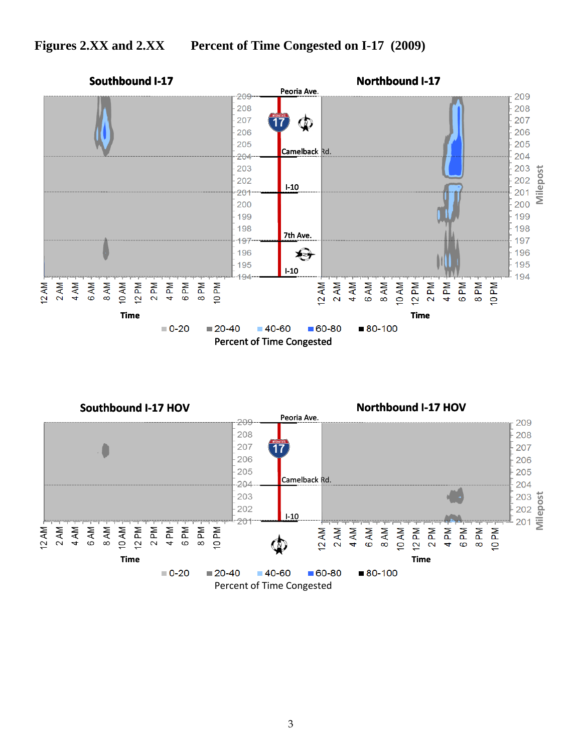**Figures 2.XX and 2.XX Percent of Time Congested on I-17 (2009)**

Southbound I-17

Northbound I-17

Peoria Ave.

Camelback Rd.

I-10

7th Ave.

I-10

Time

Milepost

0-20 20-40 40-60 60-80 80-100

Percent of Time Congested

Southbound I-17 HOV

Northbound I-17 HOV

Peoria Ave.

Camelback Rd.

I-10

Time

Milepost

0-20 20-40 40-60 60-80 80-100

Percent of Time Congested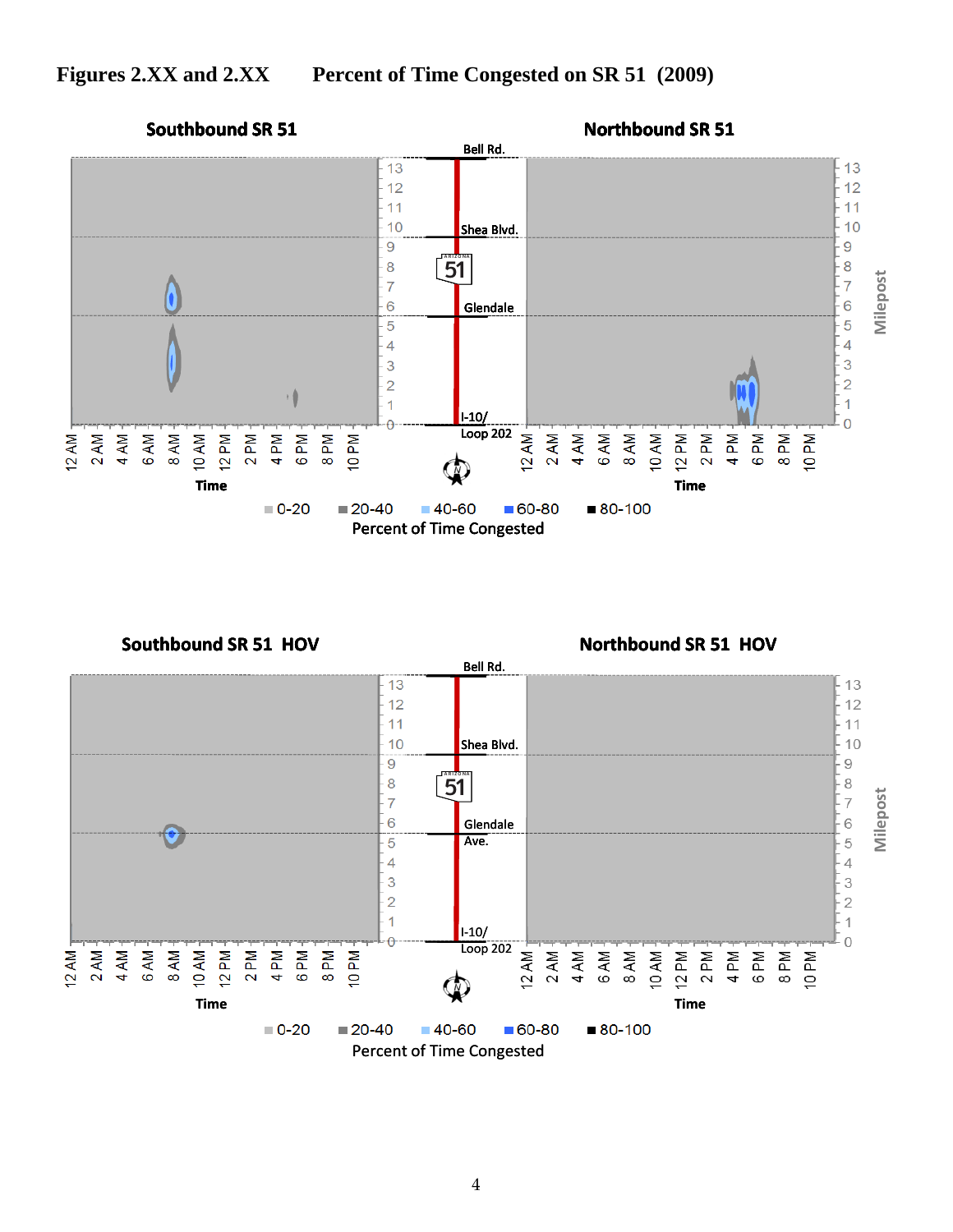**Figures 2.XX and 2.XX Percent of Time Congested on SR 51 (2009)**

Southbound SR 51

Northbound SR 51

Bell Rd.

Shea Blvd.

Glendale

I-10/ Loop 202

Milepost

Time

12 AM 2 AM 4 AM 6 AM 8 AM 10 AM 12 PM 2 PM 4 PM 6 PM 8 PM 10 PM

0-20 20-40 40-60 60-80 80-100

Percent of Time Congested

Southbound SR 51 HOV

Northbound SR 51 HOV

Bell Rd.

Shea Blvd.

Glendale Ave.

I-10/ Loop 202

Milepost

Time

12 AM 2 AM 4 AM 6 AM 8 AM 10 AM 12 PM 2 PM 4 PM 6 PM 8 PM 10 PM

0-20 20-40 40-60 60-80 80-100

Percent of Time Congested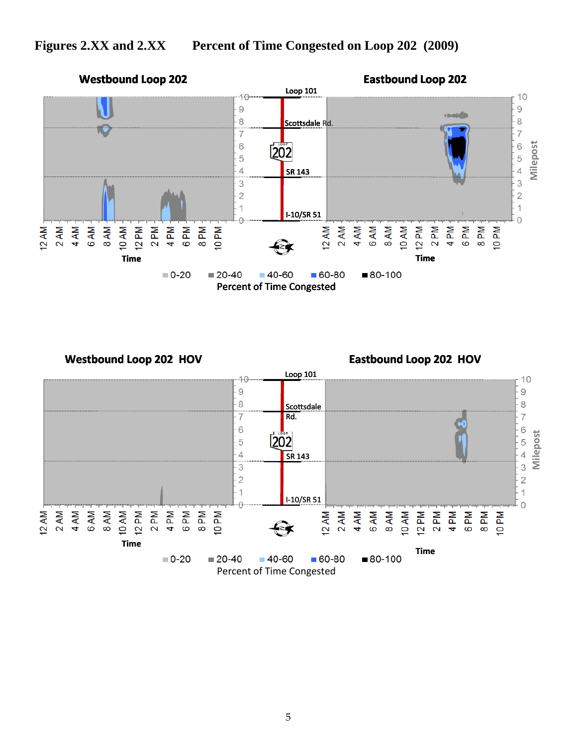**Figures 2.XX and 2.XX Percent of Time Congested on Loop 202 (2009)**

Westbound Loop 202

Eastbound Loop 202

Loop 101

Scottsdale Rd.

SR 143

I-10/SR 51

Milepost

Time

0-20 20-40 40-60 60-80 80-100

Percent of Time Congested

Westbound Loop 202 HOV

Eastbound Loop 202 HOV

Loop 101

Scottsdale Rd.

SR 143

I-10/SR 51

Milepost

Time

0-20 20-40 40-60 60-80 80-100

Percent of Time Congested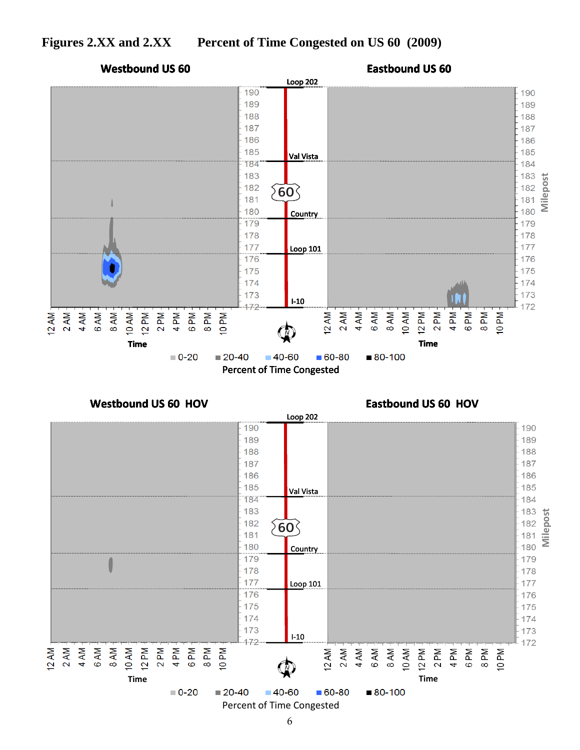**Figures 2.XX and 2.XX Percent of Time Congested on US 60 (2009)**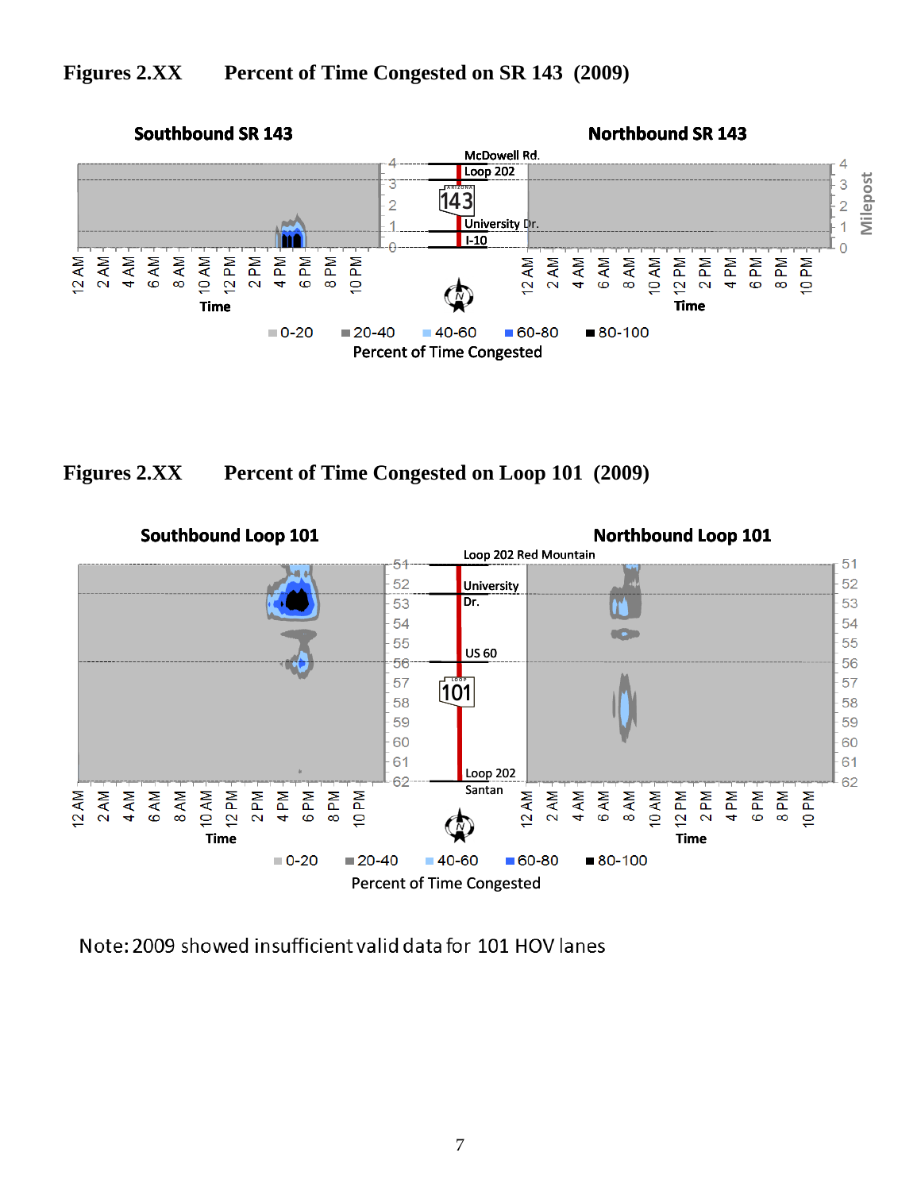## Figures 2.XX Percent of Time Congested on SR 143 (2009)

Southbound SR 143

Northbound SR 143

McDowell Rd.
Loop 202
143
University Dr.
I-10

4
3
2
1
0

Milepost

12 AM
2 AM
4 AM
6 AM
8 AM
10 AM
12 PM
2 PM
4 PM
6 PM
8 PM
10 PM

Time

0-20 20-40 40-60 60-80 80-100

Percent of Time Congested

## Figures 2.XX Percent of Time Congested on Loop 101 (2009)

Southbound Loop 101

Northbound Loop 101

Loop 202 Red Mountain
University Dr.
US 60
101
Loop 202 Santan

51
52
53
54
55
56
57
58
59
60
61
62

12 AM
2 AM
4 AM
6 AM
8 AM
10 AM
12 PM
2 PM
4 PM
6 PM
8 PM
10 PM

Time

0-20 20-40 40-60 60-80 80-100

Percent of Time Congested

Note: 2009 showed insufficient valid data for 101 HOV lanes